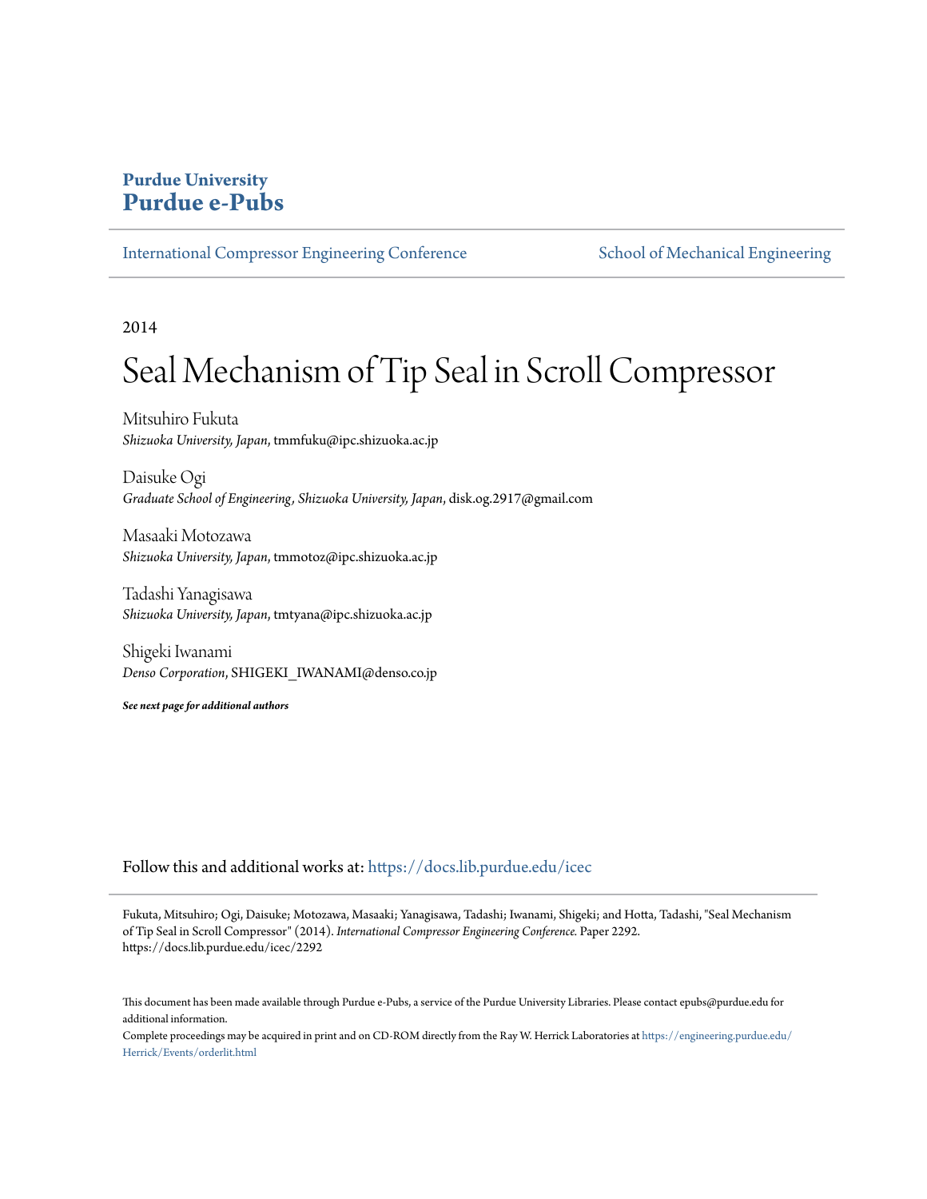**Purdue University**
**Purdue e-Pubs**

International Compressor Engineering Conference | School of Mechanical Engineering

2014

# Seal Mechanism of Tip Seal in Scroll Compressor

Mitsuhiro Fukuta
*Shizuoka University, Japan*, tmmfuku@ipc.shizuoka.ac.jp

Daisuke Ogi
*Graduate School of Engineering, Shizuoka University, Japan*, disk.og.2917@gmail.com

Masaaki Motozawa
*Shizuoka University, Japan*, tmmotoz@ipc.shizuoka.ac.jp

Tadashi Yanagisawa
*Shizuoka University, Japan*, tmtyana@ipc.shizuoka.ac.jp

Shigeki Iwanami
*Denso Corporation*, SHIGEKI_IWANAMI@denso.co.jp

***See next page for additional authors***

Follow this and additional works at: https://docs.lib.purdue.edu/icec

Fukuta, Mitsuhiro; Ogi, Daisuke; Motozawa, Masaaki; Yanagisawa, Tadashi; Iwanami, Shigeki; and Hotta, Tadashi, "Seal Mechanism of Tip Seal in Scroll Compressor" (2014). *International Compressor Engineering Conference.* Paper 2292.
https://docs.lib.purdue.edu/icec/2292

This document has been made available through Purdue e-Pubs, a service of the Purdue University Libraries. Please contact epubs@purdue.edu for additional information.
Complete proceedings may be acquired in print and on CD-ROM directly from the Ray W. Herrick Laboratories at https://engineering.purdue.edu/Herrick/Events/orderlit.html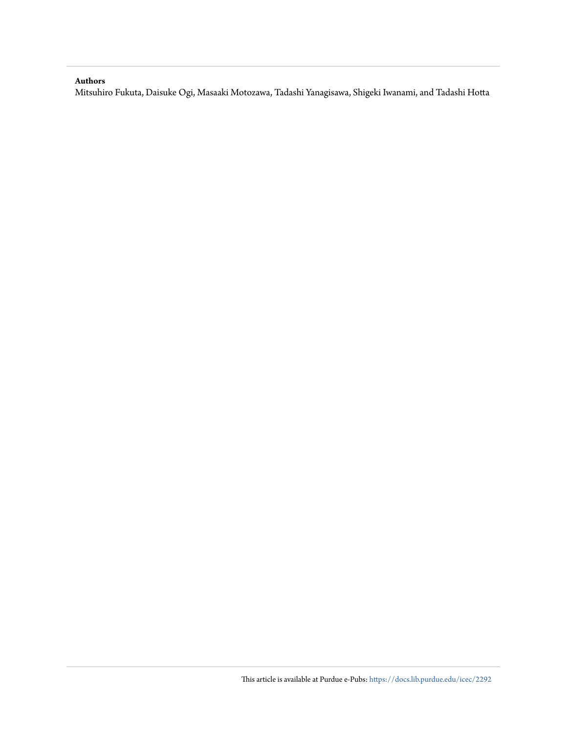**Authors**

Mitsuhiro Fukuta, Daisuke Ogi, Masaaki Motozawa, Tadashi Yanagisawa, Shigeki Iwanami, and Tadashi Hotta

This article is available at Purdue e-Pubs: https://docs.lib.purdue.edu/icec/2292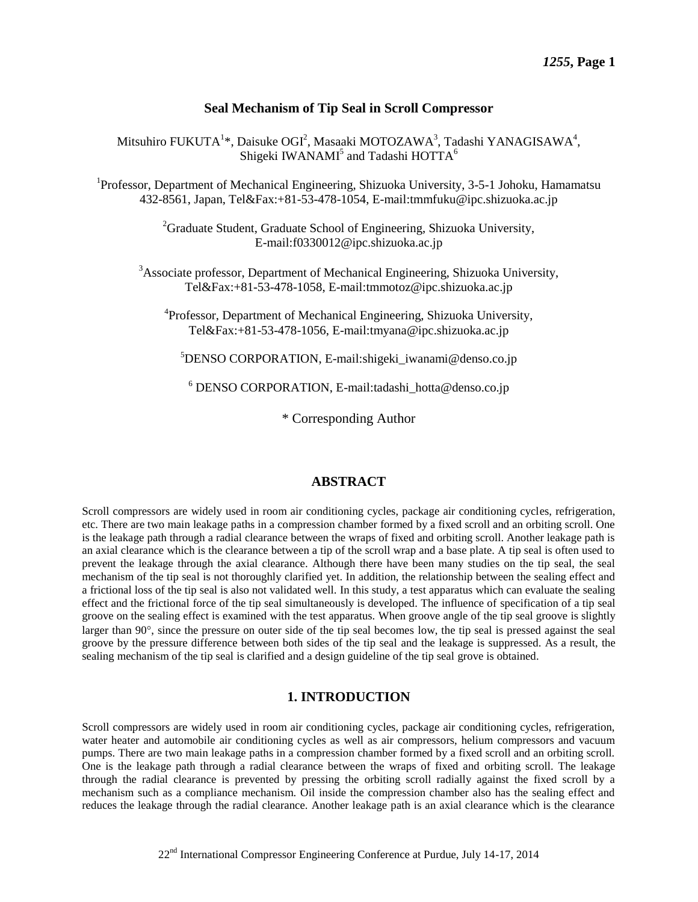# Seal Mechanism of Tip Seal in Scroll Compressor

Mitsuhiro FUKUTA[1]*, Daisuke OGI[2], Masaaki MOTOZAWA[3], Tadashi YANAGISAWA[4], Shigeki IWANAMI[5] and Tadashi HOTTA[6]

[1]Professor, Department of Mechanical Engineering, Shizuoka University, 3-5-1 Johoku, Hamamatsu 432-8561, Japan, Tel&Fax:+81-53-478-1054, E-mail:tmmfuku@ipc.shizuoka.ac.jp

[2]Graduate Student, Graduate School of Engineering, Shizuoka University, E-mail:f0330012@ipc.shizuoka.ac.jp

[3]Associate professor, Department of Mechanical Engineering, Shizuoka University, Tel&Fax:+81-53-478-1058, E-mail:tmmotoz@ipc.shizuoka.ac.jp

[4]Professor, Department of Mechanical Engineering, Shizuoka University, Tel&Fax:+81-53-478-1056, E-mail:tmyana@ipc.shizuoka.ac.jp

[5]DENSO CORPORATION, E-mail:shigeki_iwanami@denso.co.jp

[6] DENSO CORPORATION, E-mail:tadashi_hotta@denso.co.jp

\* Corresponding Author

## ABSTRACT

Scroll compressors are widely used in room air conditioning cycles, package air conditioning cycles, refrigeration, etc. There are two main leakage paths in a compression chamber formed by a fixed scroll and an orbiting scroll. One is the leakage path through a radial clearance between the wraps of fixed and orbiting scroll. Another leakage path is an axial clearance which is the clearance between a tip of the scroll wrap and a base plate. A tip seal is often used to prevent the leakage through the axial clearance. Although there have been many studies on the tip seal, the seal mechanism of the tip seal is not thoroughly clarified yet. In addition, the relationship between the sealing effect and a frictional loss of the tip seal is also not validated well. In this study, a test apparatus which can evaluate the sealing effect and the frictional force of the tip seal simultaneously is developed. The influence of specification of a tip seal groove on the sealing effect is examined with the test apparatus. When groove angle of the tip seal groove is slightly larger than 90°, since the pressure on outer side of the tip seal becomes low, the tip seal is pressed against the seal groove by the pressure difference between both sides of the tip seal and the leakage is suppressed. As a result, the sealing mechanism of the tip seal is clarified and a design guideline of the tip seal grove is obtained.

## 1. INTRODUCTION

Scroll compressors are widely used in room air conditioning cycles, package air conditioning cycles, refrigeration, water heater and automobile air conditioning cycles as well as air compressors, helium compressors and vacuum pumps. There are two main leakage paths in a compression chamber formed by a fixed scroll and an orbiting scroll. One is the leakage path through a radial clearance between the wraps of fixed and orbiting scroll. The leakage through the radial clearance is prevented by pressing the orbiting scroll radially against the fixed scroll by a mechanism such as a compliance mechanism. Oil inside the compression chamber also has the sealing effect and reduces the leakage through the radial clearance. Another leakage path is an axial clearance which is the clearance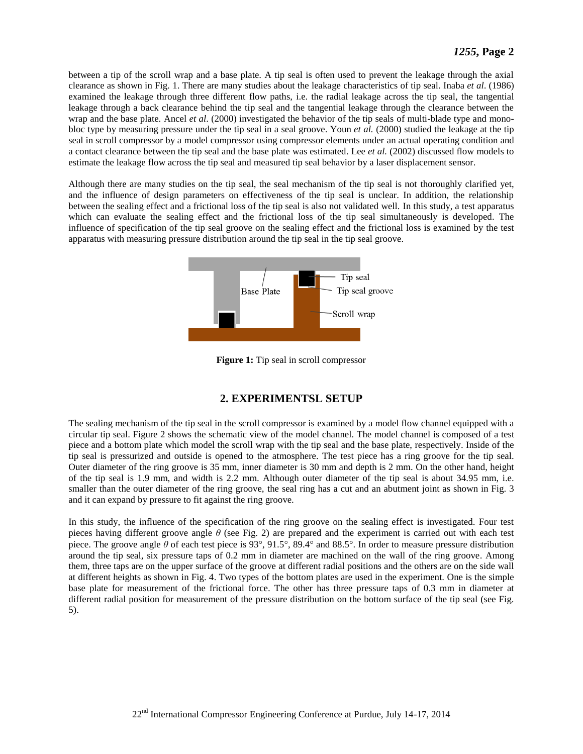between a tip of the scroll wrap and a base plate. A tip seal is often used to prevent the leakage through the axial clearance as shown in Fig. 1. There are many studies about the leakage characteristics of tip seal. Inaba *et al*. (1986) examined the leakage through three different flow paths, i.e. the radial leakage across the tip seal, the tangential leakage through a back clearance behind the tip seal and the tangential leakage through the clearance between the wrap and the base plate. Ancel *et al*. (2000) investigated the behavior of the tip seals of multi-blade type and mono-bloc type by measuring pressure under the tip seal in a seal groove. Youn *et al.* (2000) studied the leakage at the tip seal in scroll compressor by a model compressor using compressor elements under an actual operating condition and a contact clearance between the tip seal and the base plate was estimated. Lee *et al.* (2002) discussed flow models to estimate the leakage flow across the tip seal and measured tip seal behavior by a laser displacement sensor.

Although there are many studies on the tip seal, the seal mechanism of the tip seal is not thoroughly clarified yet, and the influence of design parameters on effectiveness of the tip seal is unclear. In addition, the relationship between the sealing effect and a frictional loss of the tip seal is also not validated well. In this study, a test apparatus which can evaluate the sealing effect and the frictional loss of the tip seal simultaneously is developed. The influence of specification of the tip seal groove on the sealing effect and the frictional loss is examined by the test apparatus with measuring pressure distribution around the tip seal in the tip seal groove.

**Figure 1:** Tip seal in scroll compressor

## 2. EXPERIMENTSL SETUP

The sealing mechanism of the tip seal in the scroll compressor is examined by a model flow channel equipped with a circular tip seal. Figure 2 shows the schematic view of the model channel. The model channel is composed of a test piece and a bottom plate which model the scroll wrap with the tip seal and the base plate, respectively. Inside of the tip seal is pressurized and outside is opened to the atmosphere. The test piece has a ring groove for the tip seal. Outer diameter of the ring groove is 35 mm, inner diameter is 30 mm and depth is 2 mm. On the other hand, height of the tip seal is 1.9 mm, and width is 2.2 mm. Although outer diameter of the tip seal is about 34.95 mm, i.e. smaller than the outer diameter of the ring groove, the seal ring has a cut and an abutment joint as shown in Fig. 3 and it can expand by pressure to fit against the ring groove.

In this study, the influence of the specification of the ring groove on the sealing effect is investigated. Four test pieces having different groove angle $\theta$ (see Fig. 2) are prepared and the experiment is carried out with each test piece. The groove angle $\theta$ of each test piece is 93°, 91.5°, 89.4° and 88.5°. In order to measure pressure distribution around the tip seal, six pressure taps of 0.2 mm in diameter are machined on the wall of the ring groove. Among them, three taps are on the upper surface of the groove at different radial positions and the others are on the side wall at different heights as shown in Fig. 4. Two types of the bottom plates are used in the experiment. One is the simple base plate for measurement of the frictional force. The other has three pressure taps of 0.3 mm in diameter at different radial position for measurement of the pressure distribution on the bottom surface of the tip seal (see Fig. 5).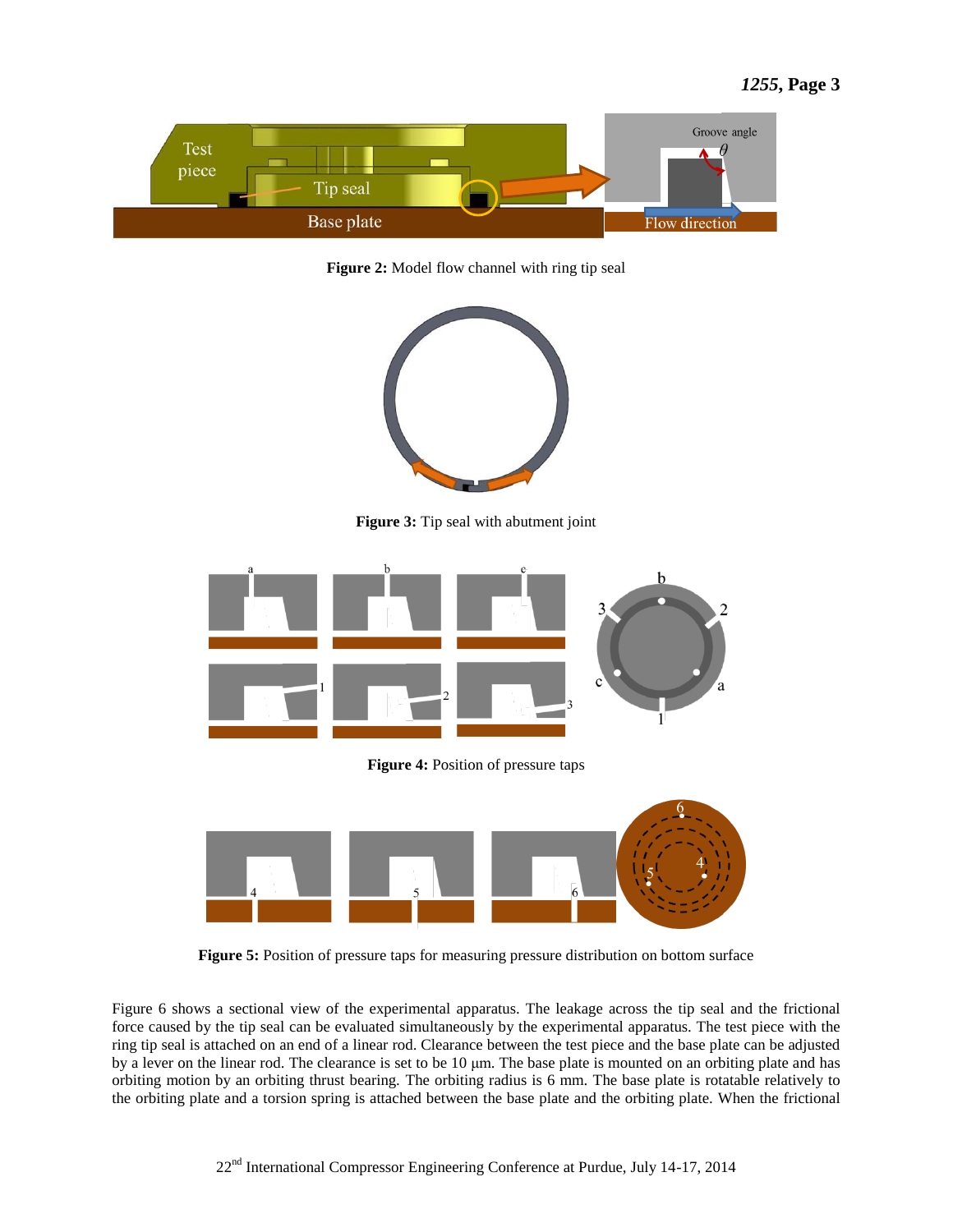Figure 2: Model flow channel with ring tip seal

Figure 3: Tip seal with abutment joint

Figure 4: Position of pressure taps

Figure 5: Position of pressure taps for measuring pressure distribution on bottom surface

Figure 6 shows a sectional view of the experimental apparatus. The leakage across the tip seal and the frictional force caused by the tip seal can be evaluated simultaneously by the experimental apparatus. The test piece with the ring tip seal is attached on an end of a linear rod. Clearance between the test piece and the base plate can be adjusted by a lever on the linear rod. The clearance is set to be 10 μm. The base plate is mounted on an orbiting plate and has orbiting motion by an orbiting thrust bearing. The orbiting radius is 6 mm. The base plate is rotatable relatively to the orbiting plate and a torsion spring is attached between the base plate and the orbiting plate. When the frictional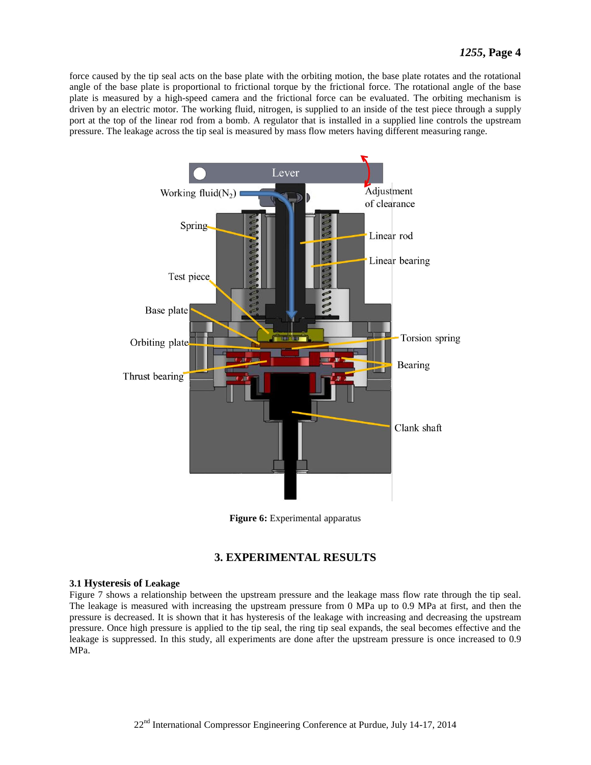force caused by the tip seal acts on the base plate with the orbiting motion, the base plate rotates and the rotational angle of the base plate is proportional to frictional torque by the frictional force. The rotational angle of the base plate is measured by a high-speed camera and the frictional force can be evaluated. The orbiting mechanism is driven by an electric motor. The working fluid, nitrogen, is supplied to an inside of the test piece through a supply port at the top of the linear rod from a bomb. A regulator that is installed in a supplied line controls the upstream pressure. The leakage across the tip seal is measured by mass flow meters having different measuring range.

**Figure 6:** Experimental apparatus

## 3. EXPERIMENTAL RESULTS

### 3.1 Hysteresis of Leakage

Figure 7 shows a relationship between the upstream pressure and the leakage mass flow rate through the tip seal. The leakage is measured with increasing the upstream pressure from 0 MPa up to 0.9 MPa at first, and then the pressure is decreased. It is shown that it has hysteresis of the leakage with increasing and decreasing the upstream pressure. Once high pressure is applied to the tip seal, the ring tip seal expands, the seal becomes effective and the leakage is suppressed. In this study, all experiments are done after the upstream pressure is once increased to 0.9 MPa.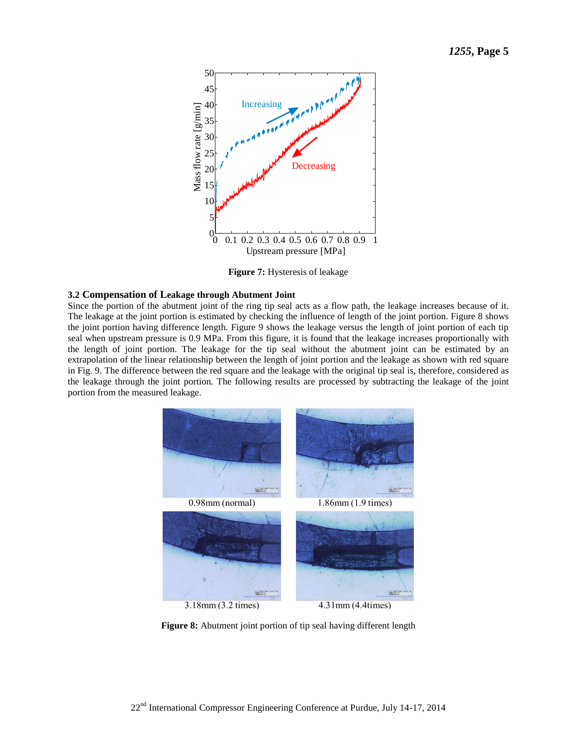Figure 7: Hysteresis of leakage

### 3.2 Compensation of Leakage through Abutment Joint

Since the portion of the abutment joint of the ring tip seal acts as a flow path, the leakage increases because of it. The leakage at the joint portion is estimated by checking the influence of length of the joint portion. Figure 8 shows the joint portion having difference length. Figure 9 shows the leakage versus the length of joint portion of each tip seal when upstream pressure is 0.9 MPa. From this figure, it is found that the leakage increases proportionally with the length of joint portion. The leakage for the tip seal without the abutment joint can be estimated by an extrapolation of the linear relationship between the length of joint portion and the leakage as shown with red square in Fig. 9. The difference between the red square and the leakage with the original tip seal is, therefore, considered as the leakage through the joint portion. The following results are processed by subtracting the leakage of the joint portion from the measured leakage.

0.98mm (normal)

1.86mm (1.9 times)

3.18mm (3.2 times)

4.31mm (4.4times)

Figure 8: Abutment joint portion of tip seal having different length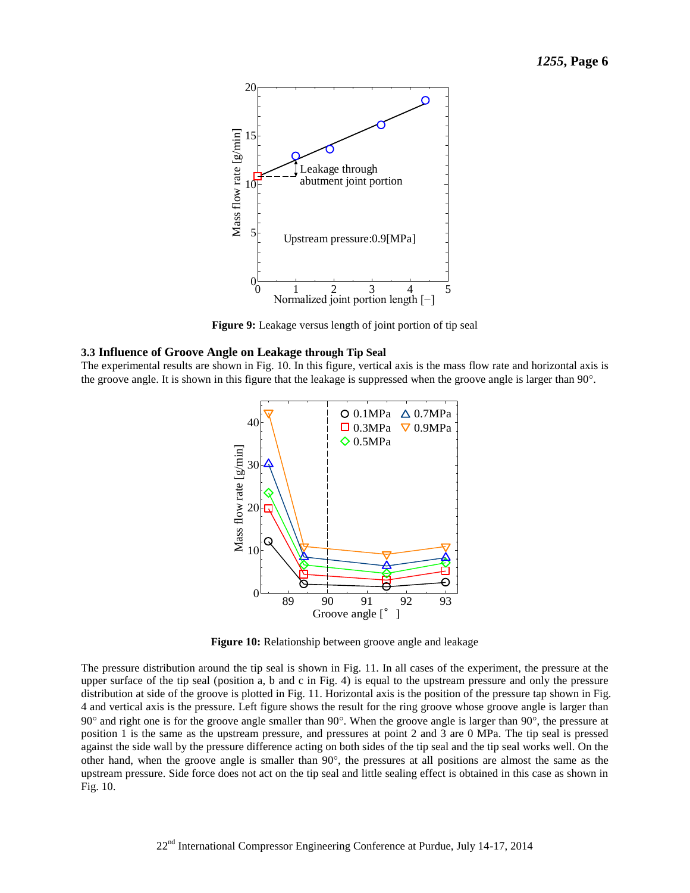**Figure 9:** Leakage versus length of joint portion of tip seal

### 3.3 Influence of Groove Angle on Leakage through Tip Seal

The experimental results are shown in Fig. 10. In this figure, vertical axis is the mass flow rate and horizontal axis is the groove angle. It is shown in this figure that the leakage is suppressed when the groove angle is larger than 90°.

**Figure 10:** Relationship between groove angle and leakage

The pressure distribution around the tip seal is shown in Fig. 11. In all cases of the experiment, the pressure at the upper surface of the tip seal (position a, b and c in Fig. 4) is equal to the upstream pressure and only the pressure distribution at side of the groove is plotted in Fig. 11. Horizontal axis is the position of the pressure tap shown in Fig. 4 and vertical axis is the pressure. Left figure shows the result for the ring groove whose groove angle is larger than 90° and right one is for the groove angle smaller than 90°. When the groove angle is larger than 90°, the pressure at position 1 is the same as the upstream pressure, and pressures at point 2 and 3 are 0 MPa. The tip seal is pressed against the side wall by the pressure difference acting on both sides of the tip seal and the tip seal works well. On the other hand, when the groove angle is smaller than 90°, the pressures at all positions are almost the same as the upstream pressure. Side force does not act on the tip seal and little sealing effect is obtained in this case as shown in Fig. 10.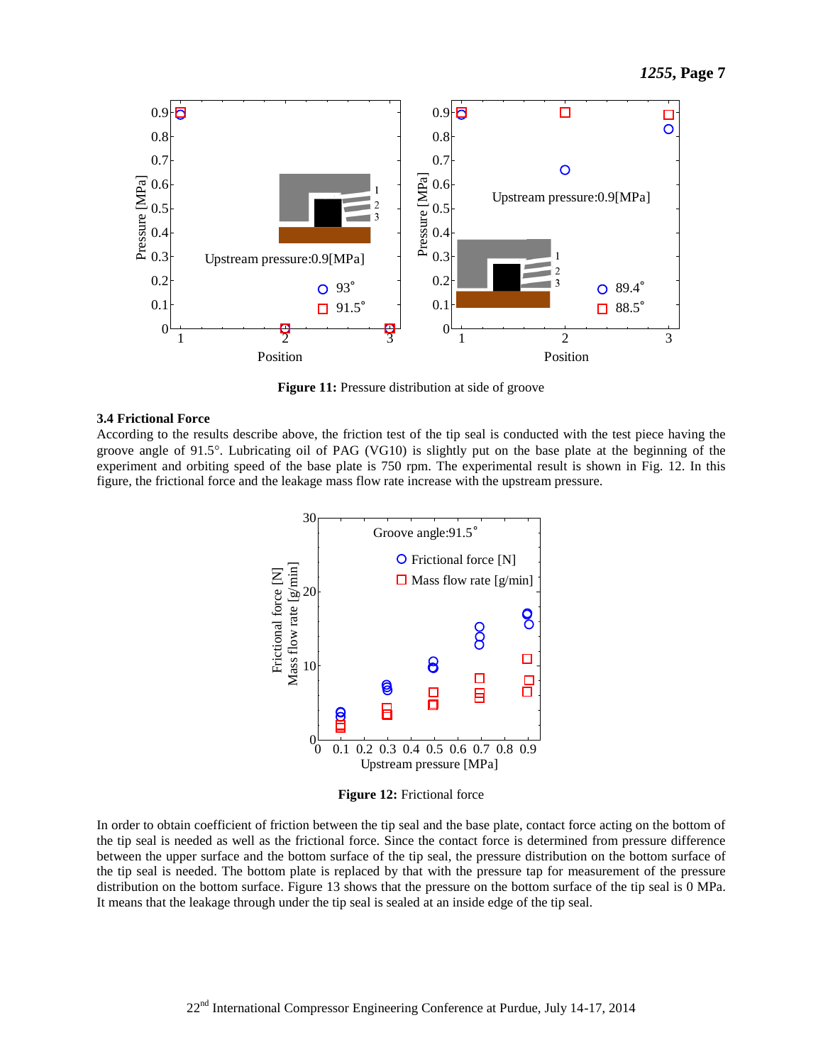**Figure 11:** Pressure distribution at side of groove

### 3.4 Frictional Force

According to the results describe above, the friction test of the tip seal is conducted with the test piece having the groove angle of 91.5°. Lubricating oil of PAG (VG10) is slightly put on the base plate at the beginning of the experiment and orbiting speed of the base plate is 750 rpm. The experimental result is shown in Fig. 12. In this figure, the frictional force and the leakage mass flow rate increase with the upstream pressure.

**Figure 12:** Frictional force

In order to obtain coefficient of friction between the tip seal and the base plate, contact force acting on the bottom of the tip seal is needed as well as the frictional force. Since the contact force is determined from pressure difference between the upper surface and the bottom surface of the tip seal, the pressure distribution on the bottom surface of the tip seal is needed. The bottom plate is replaced by that with the pressure tap for measurement of the pressure distribution on the bottom surface. Figure 13 shows that the pressure on the bottom surface of the tip seal is 0 MPa. It means that the leakage through under the tip seal is sealed at an inside edge of the tip seal.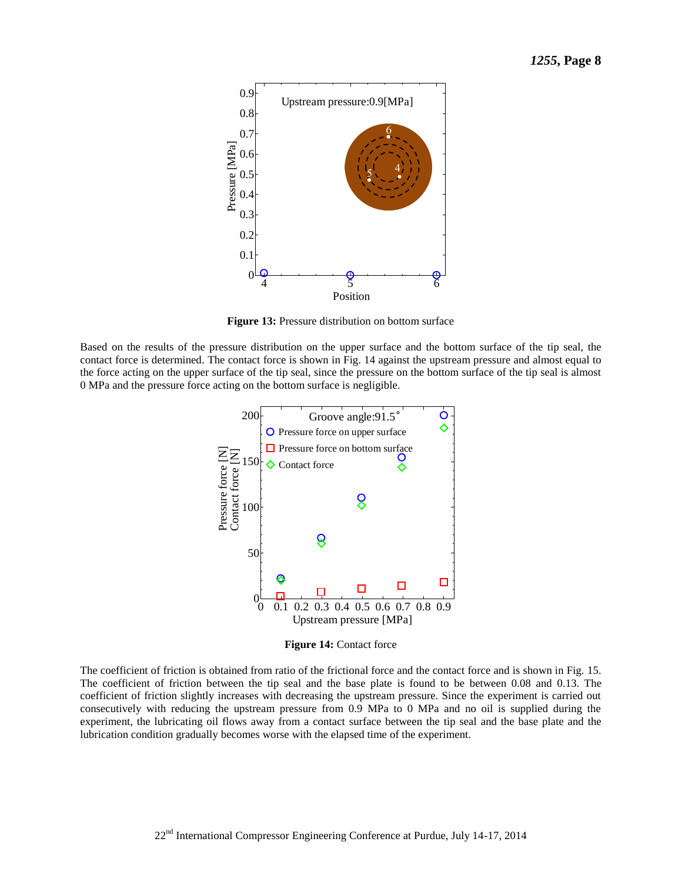**Figure 13:** Pressure distribution on bottom surface

Based on the results of the pressure distribution on the upper surface and the bottom surface of the tip seal, the contact force is determined. The contact force is shown in Fig. 14 against the upstream pressure and almost equal to the force acting on the upper surface of the tip seal, since the pressure on the bottom surface of the tip seal is almost 0 MPa and the pressure force acting on the bottom surface is negligible.

**Figure 14:** Contact force

The coefficient of friction is obtained from ratio of the frictional force and the contact force and is shown in Fig. 15. The coefficient of friction between the tip seal and the base plate is found to be between 0.08 and 0.13. The coefficient of friction slightly increases with decreasing the upstream pressure. Since the experiment is carried out consecutively with reducing the upstream pressure from 0.9 MPa to 0 MPa and no oil is supplied during the experiment, the lubricating oil flows away from a contact surface between the tip seal and the base plate and the lubrication condition gradually becomes worse with the elapsed time of the experiment.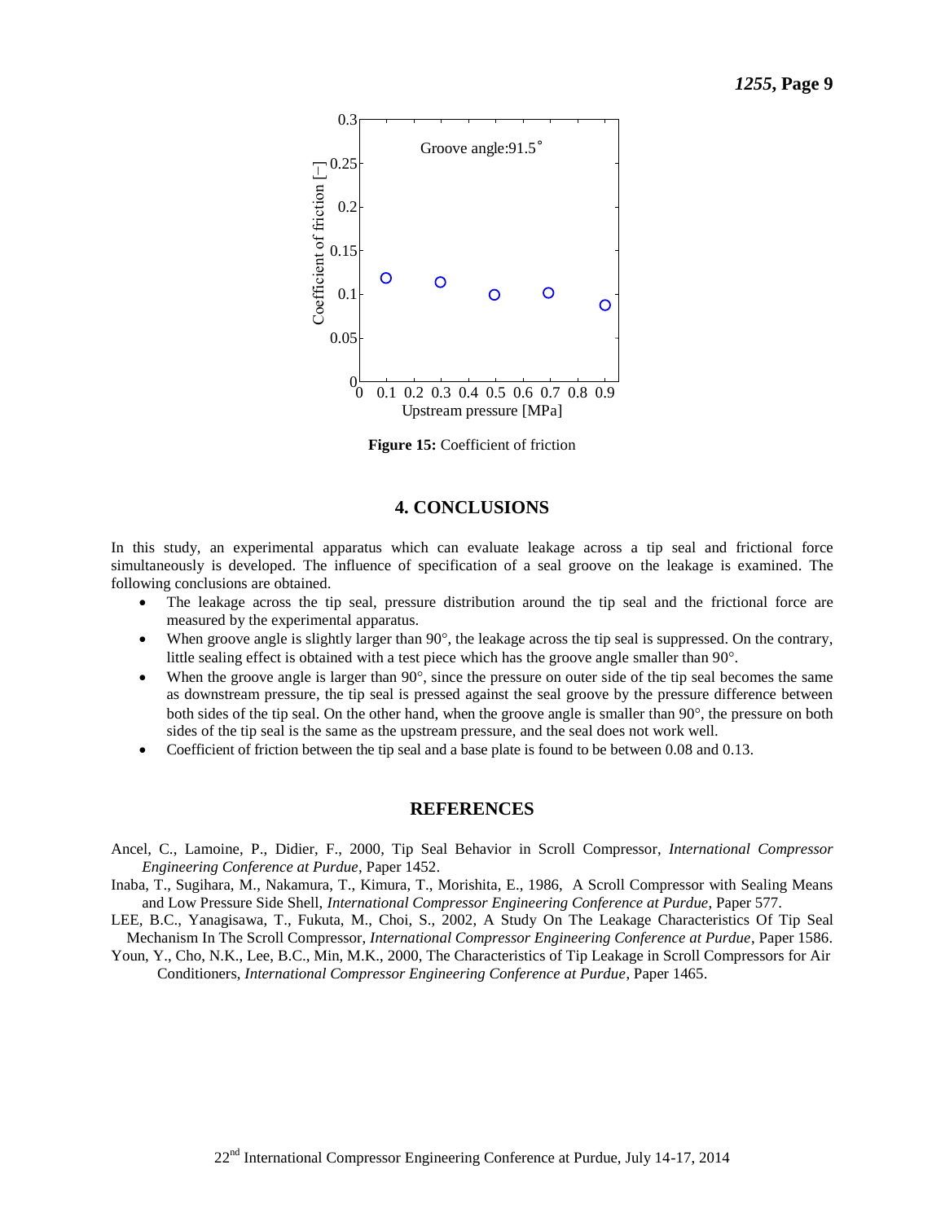0.3

Groove angle:91.5°

Coefficient of friction [−]

0.25

0.2

0.15

0.1

0.05

0

0 0.1 0.2 0.3 0.4 0.5 0.6 0.7 0.8 0.9

Upstream pressure [MPa]

**Figure 15:** Coefficient of friction

## 4. CONCLUSIONS

In this study, an experimental apparatus which can evaluate leakage across a tip seal and frictional force simultaneously is developed. The influence of specification of a seal groove on the leakage is examined. The following conclusions are obtained.

- The leakage across the tip seal, pressure distribution around the tip seal and the frictional force are measured by the experimental apparatus.
- When groove angle is slightly larger than 90°, the leakage across the tip seal is suppressed. On the contrary, little sealing effect is obtained with a test piece which has the groove angle smaller than 90°.
- When the groove angle is larger than 90°, since the pressure on outer side of the tip seal becomes the same as downstream pressure, the tip seal is pressed against the seal groove by the pressure difference between both sides of the tip seal. On the other hand, when the groove angle is smaller than 90°, the pressure on both sides of the tip seal is the same as the upstream pressure, and the seal does not work well.
- Coefficient of friction between the tip seal and a base plate is found to be between 0.08 and 0.13.

## REFERENCES

Ancel, C., Lamoine, P., Didier, F., 2000, Tip Seal Behavior in Scroll Compressor, *International Compressor Engineering Conference at Purdue*, Paper 1452.

Inaba, T., Sugihara, M., Nakamura, T., Kimura, T., Morishita, E., 1986, A Scroll Compressor with Sealing Means and Low Pressure Side Shell, *International Compressor Engineering Conference at Purdue*, Paper 577.

LEE, B.C., Yanagisawa, T., Fukuta, M., Choi, S., 2002, A Study On The Leakage Characteristics Of Tip Seal Mechanism In The Scroll Compressor, *International Compressor Engineering Conference at Purdue*, Paper 1586.

Youn, Y., Cho, N.K., Lee, B.C., Min, M.K., 2000, The Characteristics of Tip Leakage in Scroll Compressors for Air Conditioners, *International Compressor Engineering Conference at Purdue*, Paper 1465.